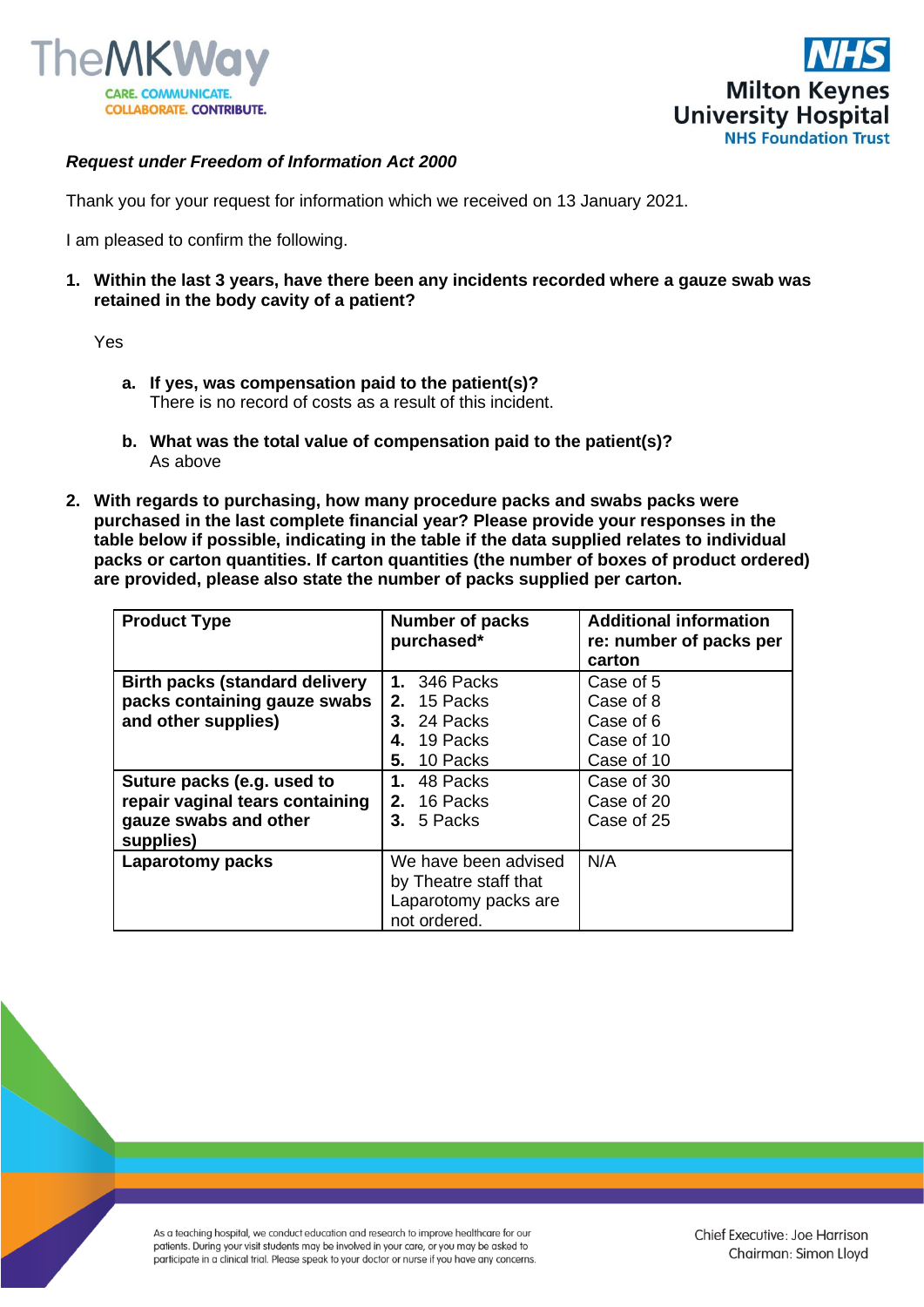*Request under Freedom of Information Act 2000*

Thank you for your request for information which we received on 13 January 2021.

I am pleased to confirm the following.

1. **Within the last 3 years, have there been any incidents recorded where a gauze swab was retained in the body cavity of a patient?**

   Yes

   a. **If yes, was compensation paid to the patient(s)?**
      There is no record of costs as a result of this incident.

   b. **What was the total value of compensation paid to the patient(s)?**
      As above

2. **With regards to purchasing, how many procedure packs and swabs packs were purchased in the last complete financial year? Please provide your responses in the table below if possible, indicating in the table if the data supplied relates to individual packs or carton quantities. If carton quantities (the number of boxes of product ordered) are provided, please also state the number of packs supplied per carton.**

| Product Type | Number of packs purchased* | Additional information re: number of packs per carton |
|---|---|---|
| **Birth packs (standard delivery packs containing gauze swabs and other supplies)** | 1. 346 Packs<br>2. 15 Packs<br>3. 24 Packs<br>4. 19 Packs<br>5. 10 Packs | Case of 5<br>Case of 8<br>Case of 6<br>Case of 10<br>Case of 10 |
| **Suture packs (e.g. used to repair vaginal tears containing gauze swabs and other supplies)** | 1. 48 Packs<br>2. 16 Packs<br>3. 5 Packs | Case of 30<br>Case of 20<br>Case of 25 |
| **Laparotomy packs** | We have been advised by Theatre staff that Laparotomy packs are not ordered. | N/A |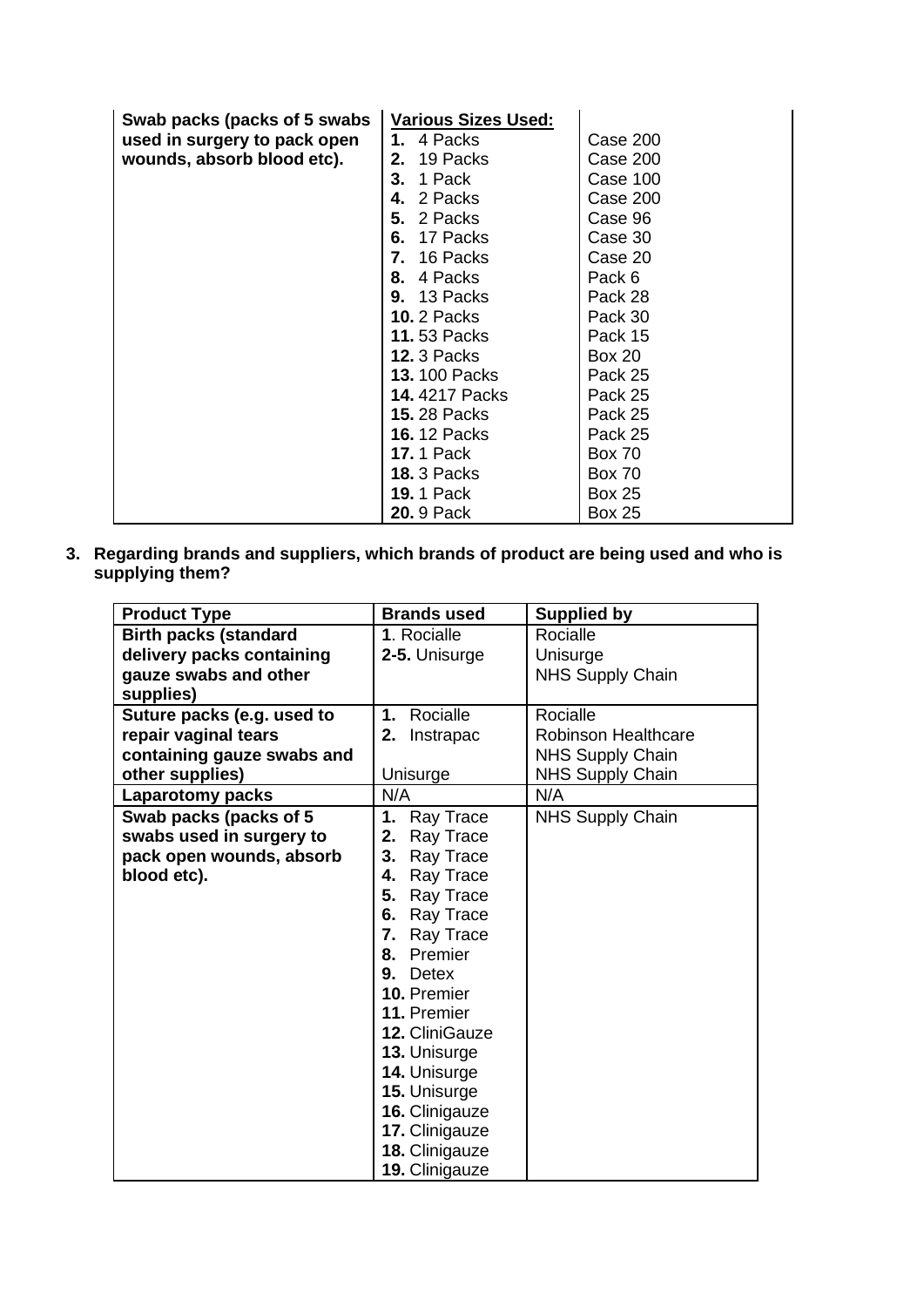| | | |
|---|---|---|
| **Swab packs (packs of 5 swabs used in surgery to pack open wounds, absorb blood etc).** | **Various Sizes Used:** | |
| | **1.** 4 Packs | Case 200 |
| | **2.** 19 Packs | Case 200 |
| | **3.** 1 Pack | Case 100 |
| | **4.** 2 Packs | Case 200 |
| | **5.** 2 Packs | Case 96 |
| | **6.** 17 Packs | Case 30 |
| | **7.** 16 Packs | Case 20 |
| | **8.** 4 Packs | Pack 6 |
| | **9.** 13 Packs | Pack 28 |
| | **10.** 2 Packs | Pack 30 |
| | **11.** 53 Packs | Pack 15 |
| | **12.** 3 Packs | Box 20 |
| | **13.** 100 Packs | Pack 25 |
| | **14.** 4217 Packs | Pack 25 |
| | **15.** 28 Packs | Pack 25 |
| | **16.** 12 Packs | Pack 25 |
| | **17.** 1 Pack | Box 70 |
| | **18.** 3 Packs | Box 70 |
| | **19.** 1 Pack | Box 25 |
| | **20.** 9 Pack | Box 25 |

3. **Regarding brands and suppliers, which brands of product are being used and who is supplying them?**

| Product Type | Brands used | Supplied by |
|---|---|---|
| **Birth packs (standard delivery packs containing gauze swabs and other supplies)** | **1**. Rocialle<br>**2-5.** Unisurge | Rocialle<br>Unisurge<br>NHS Supply Chain |
| **Suture packs (e.g. used to repair vaginal tears containing gauze swabs and other supplies)** | **1.** Rocialle<br>**2.** Instrapac<br><br>Unisurge | Rocialle<br>Robinson Healthcare<br>NHS Supply Chain<br>NHS Supply Chain |
| **Laparotomy packs** | N/A | N/A |
| **Swab packs (packs of 5 swabs used in surgery to pack open wounds, absorb blood etc).** | **1.** Ray Trace<br>**2.** Ray Trace<br>**3.** Ray Trace<br>**4.** Ray Trace<br>**5.** Ray Trace<br>**6.** Ray Trace<br>**7.** Ray Trace<br>**8.** Premier<br>**9.** Detex<br>**10.** Premier<br>**11.** Premier<br>**12.** CliniGauze<br>**13.** Unisurge<br>**14.** Unisurge<br>**15.** Unisurge<br>**16.** Clinigauze<br>**17.** Clinigauze<br>**18.** Clinigauze<br>**19.** Clinigauze | NHS Supply Chain |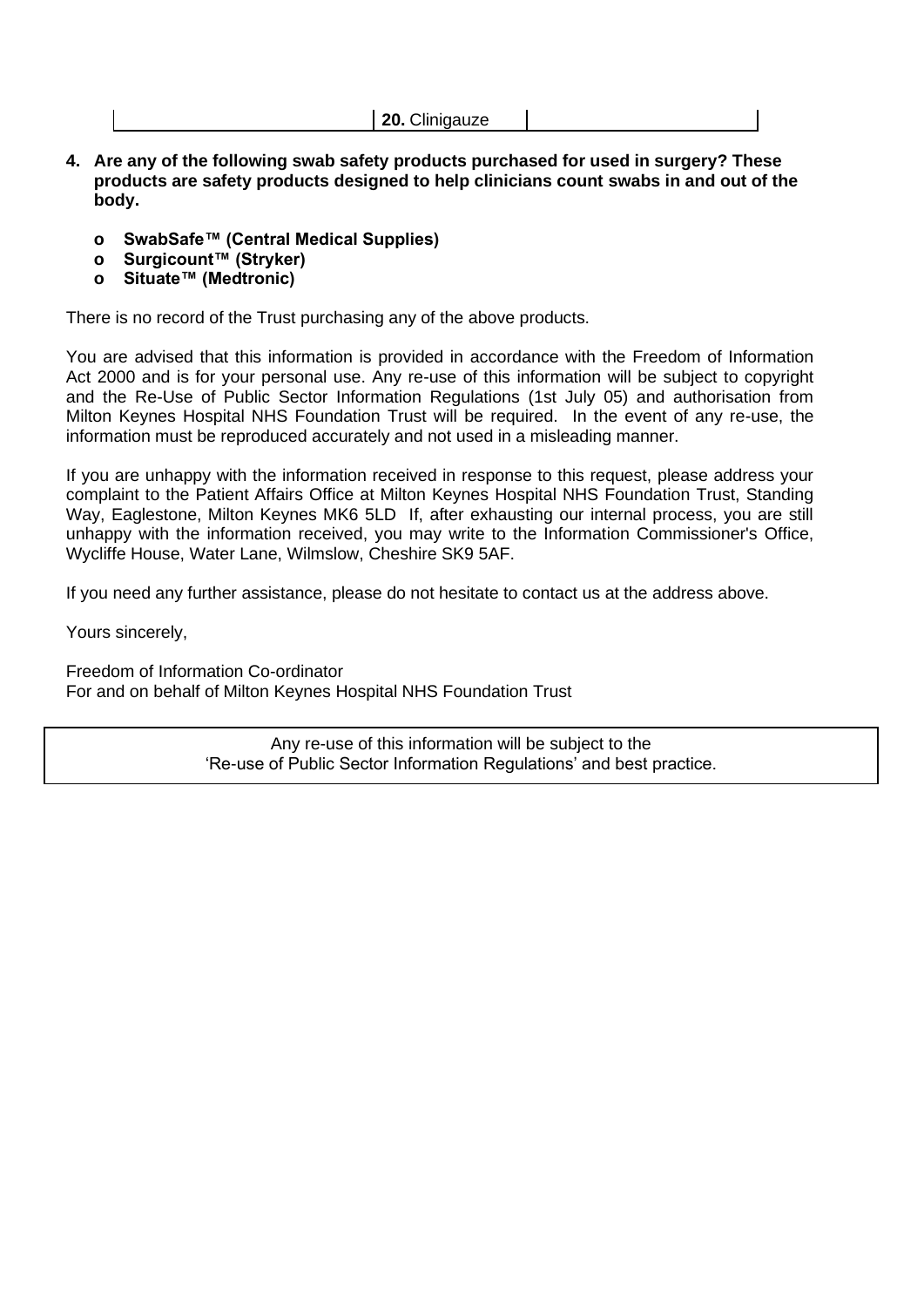| | | |
|---|---|---|
| | **20.** Clinigauze | |

4. **Are any of the following swab safety products purchased for used in surgery? These products are safety products designed to help clinicians count swabs in and out of the body.**

   - **SwabSafe™ (Central Medical Supplies)**
   - **Surgicount™ (Stryker)**
   - **Situate™ (Medtronic)**

There is no record of the Trust purchasing any of the above products.

You are advised that this information is provided in accordance with the Freedom of Information Act 2000 and is for your personal use. Any re-use of this information will be subject to copyright and the Re-Use of Public Sector Information Regulations (1st July 05) and authorisation from Milton Keynes Hospital NHS Foundation Trust will be required. In the event of any re-use, the information must be reproduced accurately and not used in a misleading manner.

If you are unhappy with the information received in response to this request, please address your complaint to the Patient Affairs Office at Milton Keynes Hospital NHS Foundation Trust, Standing Way, Eaglestone, Milton Keynes MK6 5LD If, after exhausting our internal process, you are still unhappy with the information received, you may write to the Information Commissioner's Office, Wycliffe House, Water Lane, Wilmslow, Cheshire SK9 5AF.

If you need any further assistance, please do not hesitate to contact us at the address above.

Yours sincerely,

Freedom of Information Co-ordinator
For and on behalf of Milton Keynes Hospital NHS Foundation Trust

Any re-use of this information will be subject to the
'Re-use of Public Sector Information Regulations' and best practice.